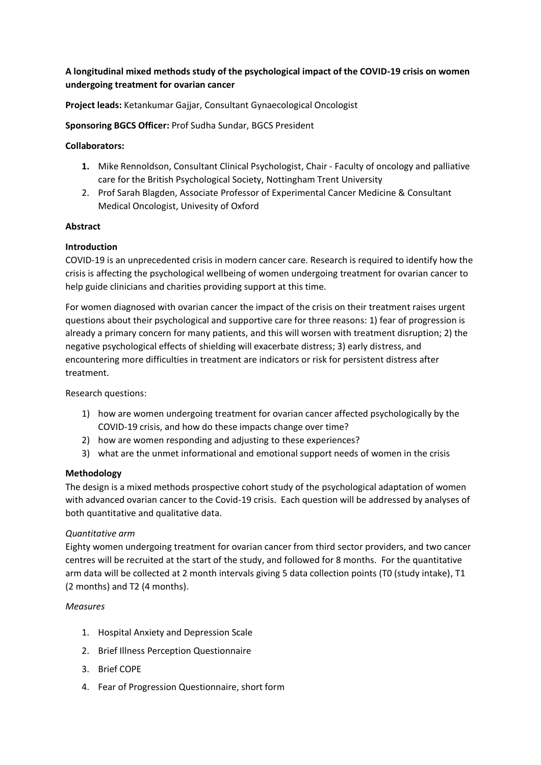**A longitudinal mixed methods study of the psychological impact of the COVID-19 crisis on women undergoing treatment for ovarian cancer**

**Project leads:** Ketankumar Gajjar, Consultant Gynaecological Oncologist

**Sponsoring BGCS Officer:** Prof Sudha Sundar, BGCS President

**Collaborators:**

1. Mike Rennoldson, Consultant Clinical Psychologist, Chair - Faculty of oncology and palliative care for the British Psychological Society, Nottingham Trent University
2. Prof Sarah Blagden, Associate Professor of Experimental Cancer Medicine & Consultant Medical Oncologist, Univesity of Oxford

**Abstract**

**Introduction**

COVID-19 is an unprecedented crisis in modern cancer care. Research is required to identify how the crisis is affecting the psychological wellbeing of women undergoing treatment for ovarian cancer to help guide clinicians and charities providing support at this time.

For women diagnosed with ovarian cancer the impact of the crisis on their treatment raises urgent questions about their psychological and supportive care for three reasons: 1) fear of progression is already a primary concern for many patients, and this will worsen with treatment disruption; 2) the negative psychological effects of shielding will exacerbate distress; 3) early distress, and encountering more difficulties in treatment are indicators or risk for persistent distress after treatment.

Research questions:

1) how are women undergoing treatment for ovarian cancer affected psychologically by the COVID-19 crisis, and how do these impacts change over time?
2) how are women responding and adjusting to these experiences?
3) what are the unmet informational and emotional support needs of women in the crisis

**Methodology**

The design is a mixed methods prospective cohort study of the psychological adaptation of women with advanced ovarian cancer to the Covid-19 crisis. Each question will be addressed by analyses of both quantitative and qualitative data.

*Quantitative arm*

Eighty women undergoing treatment for ovarian cancer from third sector providers, and two cancer centres will be recruited at the start of the study, and followed for 8 months. For the quantitative arm data will be collected at 2 month intervals giving 5 data collection points (T0 (study intake), T1 (2 months) and T2 (4 months).

*Measures*

1. Hospital Anxiety and Depression Scale
2. Brief Illness Perception Questionnaire
3. Brief COPE
4. Fear of Progression Questionnaire, short form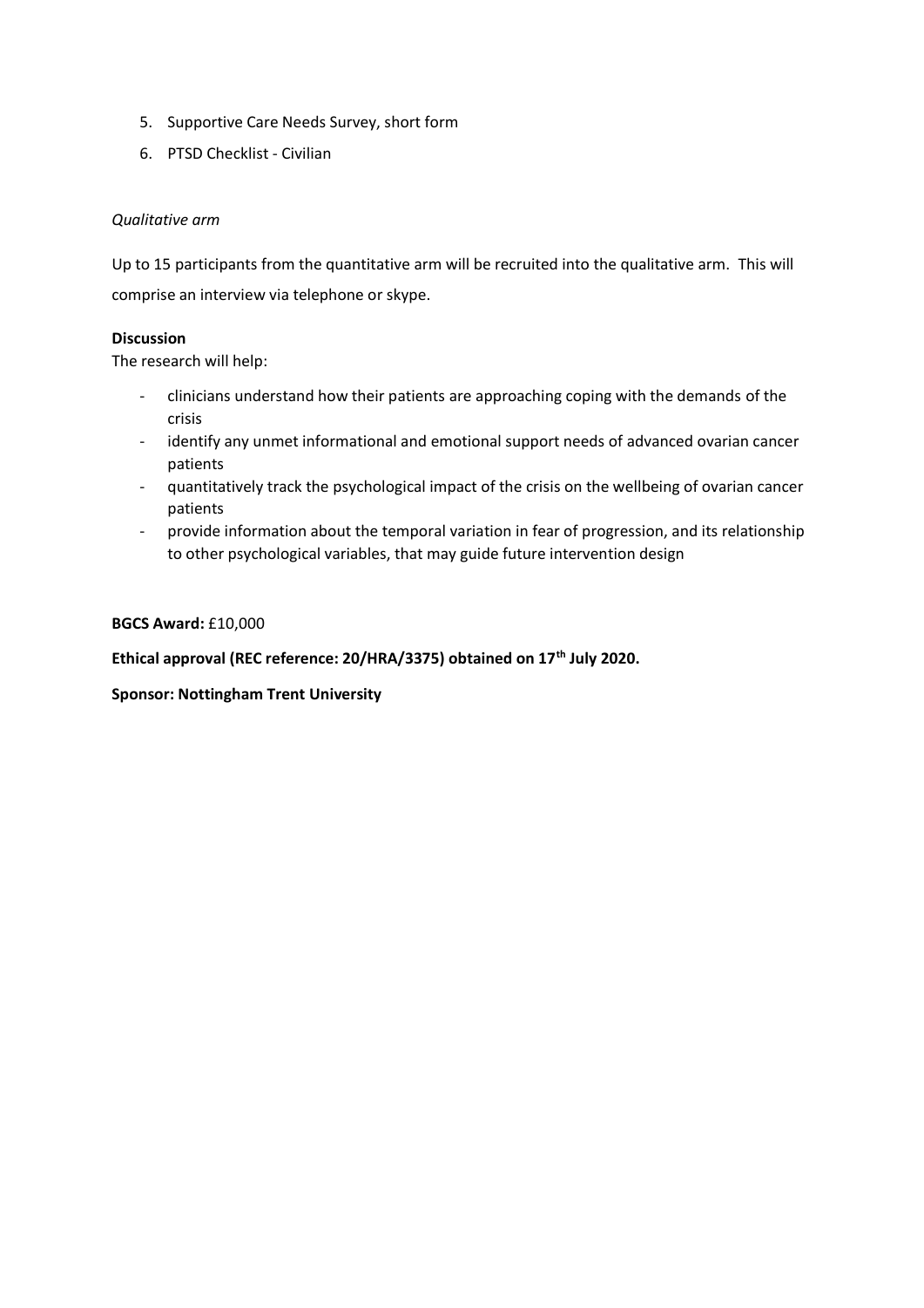5. Supportive Care Needs Survey, short form
6. PTSD Checklist - Civilian

*Qualitative arm*

Up to 15 participants from the quantitative arm will be recruited into the qualitative arm. This will comprise an interview via telephone or skype.

**Discussion**

The research will help:

- clinicians understand how their patients are approaching coping with the demands of the crisis
- identify any unmet informational and emotional support needs of advanced ovarian cancer patients
- quantitatively track the psychological impact of the crisis on the wellbeing of ovarian cancer patients
- provide information about the temporal variation in fear of progression, and its relationship to other psychological variables, that may guide future intervention design

**BGCS Award:** £10,000

**Ethical approval (REC reference: 20/HRA/3375) obtained on 17th July 2020.**

**Sponsor: Nottingham Trent University**